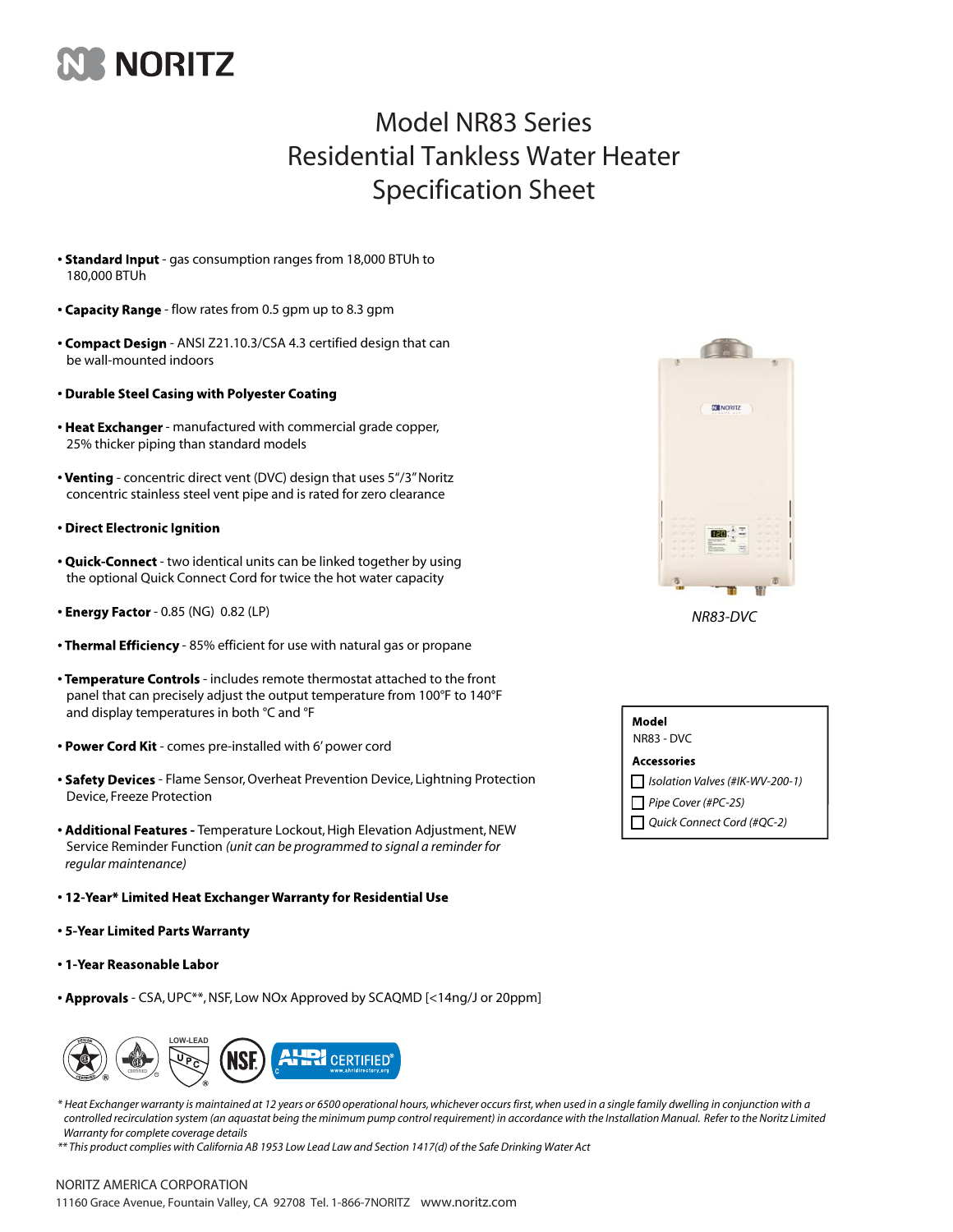# NORITZ

## Model NR83 Series
## Residential Tankless Water Heater
## Specification Sheet

- **Standard Input** - gas consumption ranges from 18,000 BTUh to 180,000 BTUh
- **Capacity Range** - flow rates from 0.5 gpm up to 8.3 gpm
- **Compact Design** - ANSI Z21.10.3/CSA 4.3 certified design that can be wall-mounted indoors
- **Durable Steel Casing with Polyester Coating**
- **Heat Exchanger** - manufactured with commercial grade copper, 25% thicker piping than standard models
- **Venting** - concentric direct vent (DVC) design that uses 5"/3" Noritz concentric stainless steel vent pipe and is rated for zero clearance
- **Direct Electronic Ignition**
- **Quick-Connect** - two identical units can be linked together by using the optional Quick Connect Cord for twice the hot water capacity
- **Energy Factor** - 0.85 (NG) 0.82 (LP)
- **Thermal Efficiency** - 85% efficient for use with natural gas or propane
- **Temperature Controls** - includes remote thermostat attached to the front panel that can precisely adjust the output temperature from 100°F to 140°F and display temperatures in both °C and °F
- **Power Cord Kit** - comes pre-installed with 6' power cord
- **Safety Devices** - Flame Sensor, Overheat Prevention Device, Lightning Protection Device, Freeze Protection
- **Additional Features** - Temperature Lockout, High Elevation Adjustment, NEW Service Reminder Function *(unit can be programmed to signal a reminder for regular maintenance)*
- **12-Year* Limited Heat Exchanger Warranty for Residential Use**
- **5-Year Limited Parts Warranty**
- **1-Year Reasonable Labor**
- **Approvals** - CSA, UPC**, NSF, Low NOx Approved by SCAQMD [<14ng/J or 20ppm]

*NR83-DVC*

**Model**
NR83 - DVC

**Accessories**
- ☐ *Isolation Valves (#IK-WV-200-1)*
- ☐ *Pipe Cover (#PC-2S)*
- ☐ *Quick Connect Cord (#QC-2)*

*\* Heat Exchanger warranty is maintained at 12 years or 6500 operational hours, whichever occurs first, when used in a single family dwelling in conjunction with a controlled recirculation system (an aquastat being the minimum pump control requirement) in accordance with the Installation Manual. Refer to the Noritz Limited Warranty for complete coverage details*

*\*\* This product complies with California AB 1953 Low Lead Law and Section 1417(d) of the Safe Drinking Water Act*

NORITZ AMERICA CORPORATION
11160 Grace Avenue, Fountain Valley, CA 92708 Tel. 1-866-7NORITZ www.noritz.com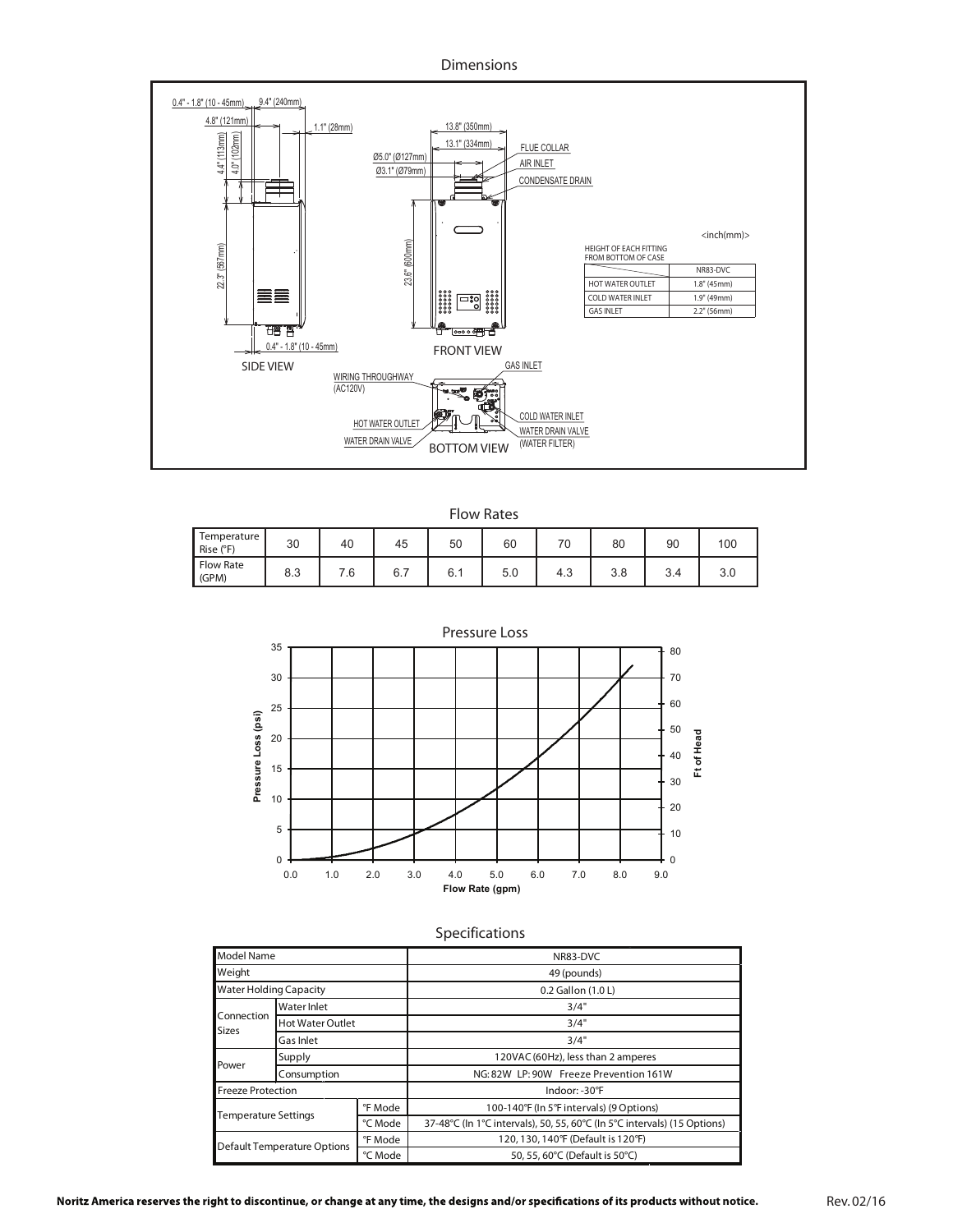## Dimensions

0.4" - 1.8" (10 - 45mm)
9.4" (240mm)
4.8" (121mm)
1.1" (28mm)
4.4" (113mm)
4.0" (102mm)
22.3" (567mm)
0.4" - 1.8" (10 - 45mm)
SIDE VIEW

13.8" (350mm)
13.1" (334mm)
Ø5.0" (Ø127mm)
Ø3.1" (Ø79mm)
FLUE COLLAR
AIR INLET
CONDENSATE DRAIN
23.6" (600mm)
FRONT VIEW

<inch(mm)>

HEIGHT OF EACH FITTING FROM BOTTOM OF CASE

| | NR83-DVC |
|---|---|
| HOT WATER OUTLET | 1.8" (45mm) |
| COLD WATER INLET | 1.9" (49mm) |
| GAS INLET | 2.2" (56mm) |

WIRING THROUGHWAY (AC120V)
GAS INLET
HOT WATER OUTLET
WATER DRAIN VALVE
COLD WATER INLET
WATER DRAIN VALVE (WATER FILTER)
BOTTOM VIEW

## Flow Rates

| Temperature Rise (°F) | 30 | 40 | 45 | 50 | 60 | 70 | 80 | 90 | 100 |
|---|---|---|---|---|---|---|---|---|---|
| Flow Rate (GPM) | 8.3 | 7.6 | 6.7 | 6.1 | 5.0 | 4.3 | 3.8 | 3.4 | 3.0 |

## Pressure Loss

Pressure Loss (psi): 0, 5, 10, 15, 20, 25, 30, 35
Ft of Head: 0, 10, 20, 30, 40, 50, 60, 70, 80
Flow Rate (gpm): 0.0, 1.0, 2.0, 3.0, 4.0, 5.0, 6.0, 7.0, 8.0, 9.0

## Specifications

| Model Name | | | NR83-DVC |
|---|---|---|---|
| Weight | | | 49 (pounds) |
| Water Holding Capacity | | | 0.2 Gallon (1.0 L) |
| Connection Sizes | Water Inlet | | 3/4" |
| | Hot Water Outlet | | 3/4" |
| | Gas Inlet | | 3/4" |
| Power | Supply | | 120VAC (60Hz), less than 2 amperes |
| | Consumption | | NG: 82W LP: 90W Freeze Prevention 161W |
| Freeze Protection | | | Indoor: -30°F |
| Temperature Settings | | °F Mode | 100-140°F (In 5°F intervals) (9 Options) |
| | | °C Mode | 37-48°C (In 1°C intervals), 50, 55, 60°C (In 5°C intervals) (15 Options) |
| Default Temperature Options | | °F Mode | 120, 130, 140°F (Default is 120°F) |
| | | °C Mode | 50, 55, 60°C (Default is 50°C) |

**Noritz America reserves the right to discontinue, or change at any time, the designs and/or specifications of its products without notice.**

Rev. 02/16